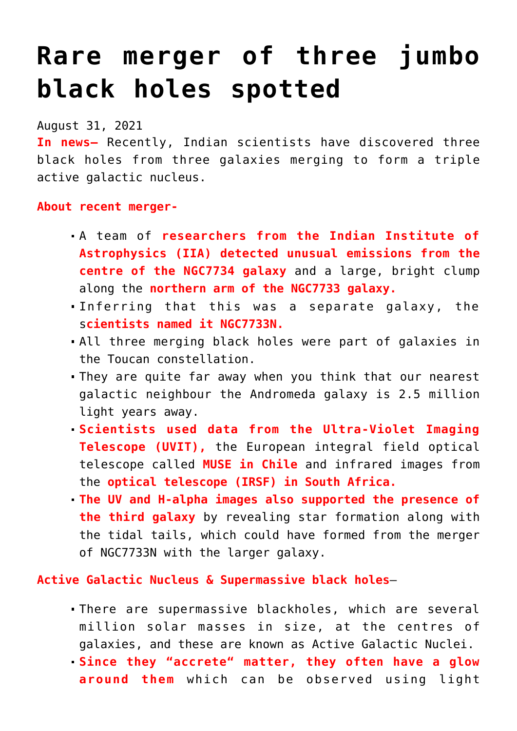# Rare merger of three jumbo black holes spotted

August 31, 2021

**In news–** Recently, Indian scientists have discovered three black holes from three galaxies merging to form a triple active galactic nucleus.

**About recent merger-**

- A team of **researchers from the Indian Institute of Astrophysics (IIA) detected unusual emissions from the centre of the NGC7734 galaxy** and a large, bright clump along the **northern arm of the NGC7733 galaxy.**
- Inferring that this was a separate galaxy, the s**cientists named it NGC7733N.**
- All three merging black holes were part of galaxies in the Toucan constellation.
- They are quite far away when you think that our nearest galactic neighbour the Andromeda galaxy is 2.5 million light years away.
- **Scientists used data from the Ultra-Violet Imaging Telescope (UVIT),** the European integral field optical telescope called **MUSE in Chile** and infrared images from the **optical telescope (IRSF) in South Africa.**
- **The UV and H-alpha images also supported the presence of the third galaxy** by revealing star formation along with the tidal tails, which could have formed from the merger of NGC7733N with the larger galaxy.

**Active Galactic Nucleus & Supermassive black holes**–

- There are supermassive blackholes, which are several million solar masses in size, at the centres of galaxies, and these are known as Active Galactic Nuclei.
- **Since they "accrete" matter, they often have a glow around them** which can be observed using light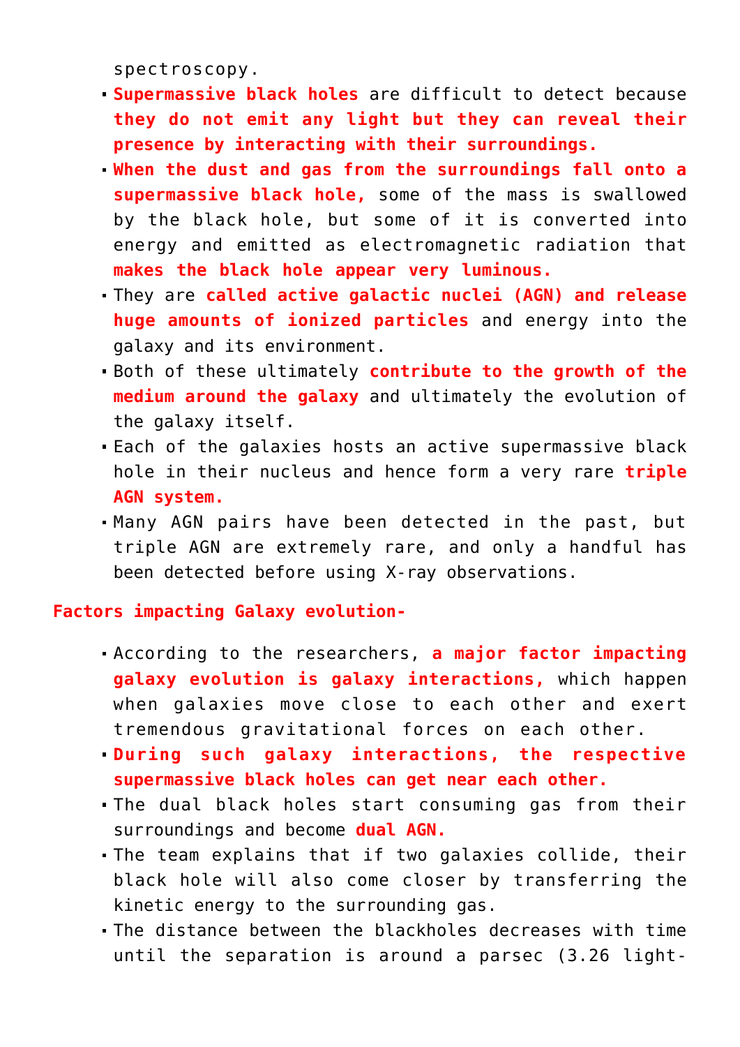spectroscopy.

- **Supermassive black holes** are difficult to detect because **they do not emit any light but they can reveal their presence by interacting with their surroundings.**
- **When the dust and gas from the surroundings fall onto a supermassive black hole,** some of the mass is swallowed by the black hole, but some of it is converted into energy and emitted as electromagnetic radiation that **makes the black hole appear very luminous.**
- They are **called active galactic nuclei (AGN) and release huge amounts of ionized particles** and energy into the galaxy and its environment.
- Both of these ultimately **contribute to the growth of the medium around the galaxy** and ultimately the evolution of the galaxy itself.
- Each of the galaxies hosts an active supermassive black hole in their nucleus and hence form a very rare **triple AGN system.**
- Many AGN pairs have been detected in the past, but triple AGN are extremely rare, and only a handful has been detected before using X-ray observations.

**Factors impacting Galaxy evolution-**

- According to the researchers, **a major factor impacting galaxy evolution is galaxy interactions,** which happen when galaxies move close to each other and exert tremendous gravitational forces on each other.
- **During such galaxy interactions, the respective supermassive black holes can get near each other.**
- The dual black holes start consuming gas from their surroundings and become **dual AGN.**
- The team explains that if two galaxies collide, their black hole will also come closer by transferring the kinetic energy to the surrounding gas.
- The distance between the blackholes decreases with time until the separation is around a parsec (3.26 light-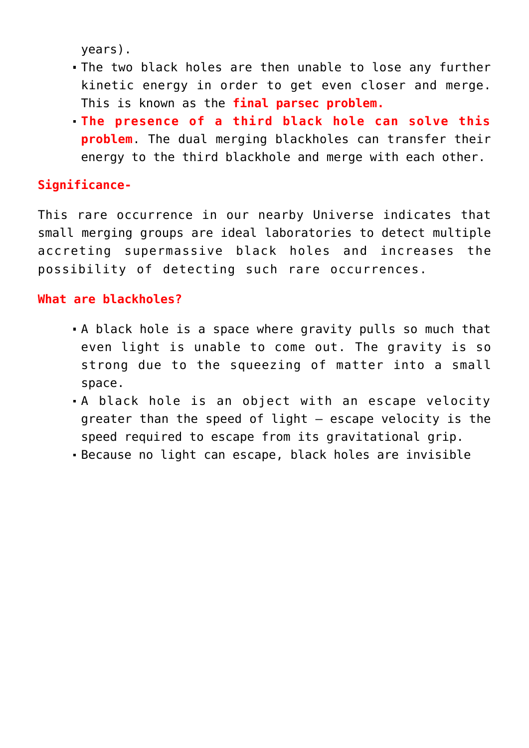years).
- The two black holes are then unable to lose any further kinetic energy in order to get even closer and merge. This is known as the **final parsec problem.**
- **The presence of a third black hole can solve this problem**. The dual merging blackholes can transfer their energy to the third blackhole and merge with each other.

**Significance-**

This rare occurrence in our nearby Universe indicates that small merging groups are ideal laboratories to detect multiple accreting supermassive black holes and increases the possibility of detecting such rare occurrences.

**What are blackholes?**

- A black hole is a space where gravity pulls so much that even light is unable to come out. The gravity is so strong due to the squeezing of matter into a small space.
- A black hole is an object with an escape velocity greater than the speed of light – escape velocity is the speed required to escape from its gravitational grip.
- Because no light can escape, black holes are invisible